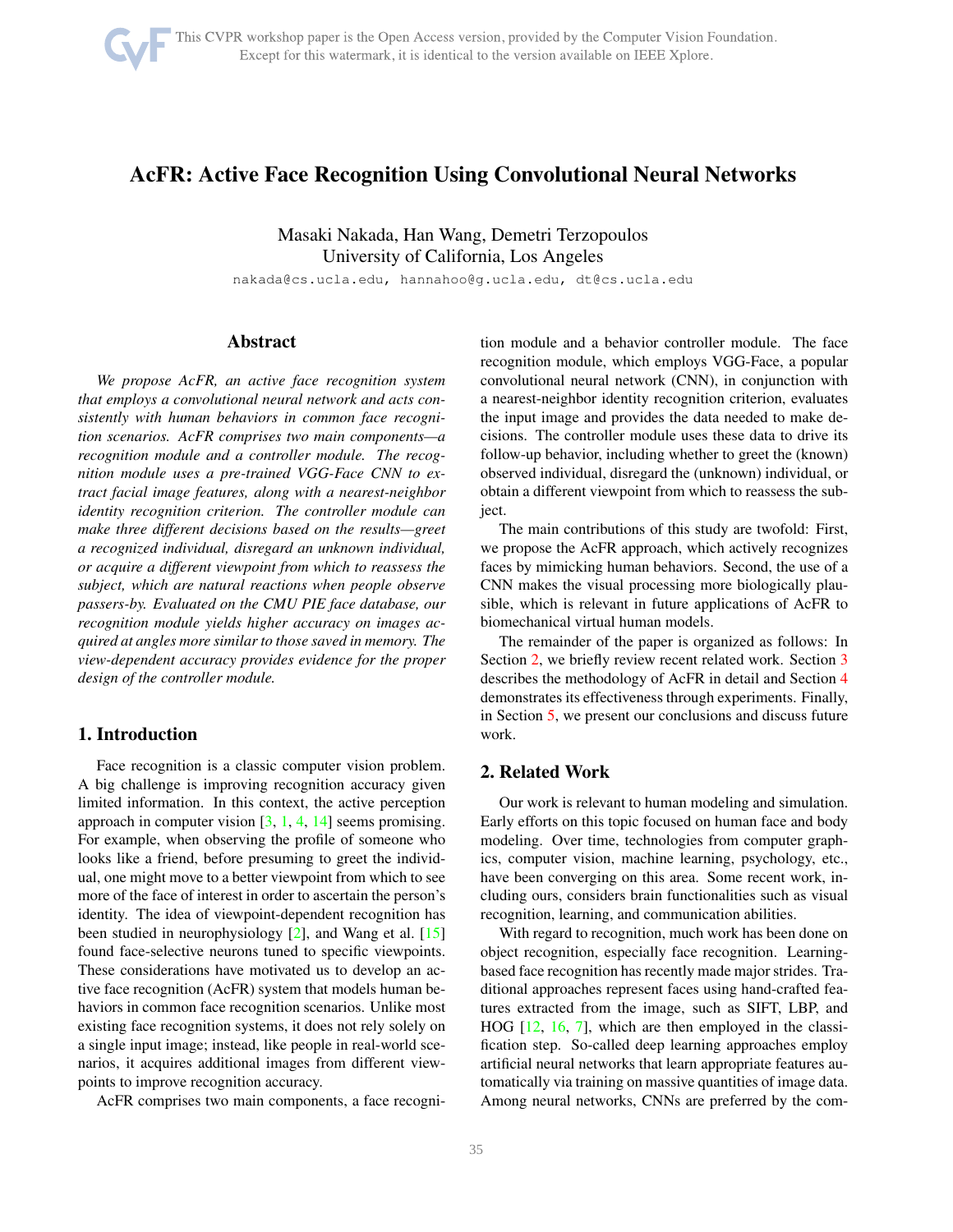# AcFR: Active Face Recognition Using Convolutional Neural Networks

Masaki Nakada, Han Wang, Demetri Terzopoulos
University of California, Los Angeles

nakada@cs.ucla.edu, hannahoo@g.ucla.edu, dt@cs.ucla.edu

## Abstract

*We propose AcFR, an active face recognition system that employs a convolutional neural network and acts consistently with human behaviors in common face recognition scenarios. AcFR comprises two main components—a recognition module and a controller module. The recognition module uses a pre-trained VGG-Face CNN to extract facial image features, along with a nearest-neighbor identity recognition criterion. The controller module can make three different decisions based on the results—greet a recognized individual, disregard an unknown individual, or acquire a different viewpoint from which to reassess the subject, which are natural reactions when people observe passers-by. Evaluated on the CMU PIE face database, our recognition module yields higher accuracy on images acquired at angles more similar to those saved in memory. The view-dependent accuracy provides evidence for the proper design of the controller module.*

## 1. Introduction

Face recognition is a classic computer vision problem. A big challenge is improving recognition accuracy given limited information. In this context, the active perception approach in computer vision [3, 1, 4, 14] seems promising. For example, when observing the profile of someone who looks like a friend, before presuming to greet the individual, one might move to a better viewpoint from which to see more of the face of interest in order to ascertain the person's identity. The idea of viewpoint-dependent recognition has been studied in neurophysiology [2], and Wang et al. [15] found face-selective neurons tuned to specific viewpoints. These considerations have motivated us to develop an active face recognition (AcFR) system that models human behaviors in common face recognition scenarios. Unlike most existing face recognition systems, it does not rely solely on a single input image; instead, like people in real-world scenarios, it acquires additional images from different viewpoints to improve recognition accuracy.

AcFR comprises two main components, a face recognition module and a behavior controller module. The face recognition module, which employs VGG-Face, a popular convolutional neural network (CNN), in conjunction with a nearest-neighbor identity recognition criterion, evaluates the input image and provides the data needed to make decisions. The controller module uses these data to drive its follow-up behavior, including whether to greet the (known) observed individual, disregard the (unknown) individual, or obtain a different viewpoint from which to reassess the subject.

The main contributions of this study are twofold: First, we propose the AcFR approach, which actively recognizes faces by mimicking human behaviors. Second, the use of a CNN makes the visual processing more biologically plausible, which is relevant in future applications of AcFR to biomechanical virtual human models.

The remainder of the paper is organized as follows: In Section 2, we briefly review recent related work. Section 3 describes the methodology of AcFR in detail and Section 4 demonstrates its effectiveness through experiments. Finally, in Section 5, we present our conclusions and discuss future work.

## 2. Related Work

Our work is relevant to human modeling and simulation. Early efforts on this topic focused on human face and body modeling. Over time, technologies from computer graphics, computer vision, machine learning, psychology, etc., have been converging on this area. Some recent work, including ours, considers brain functionalities such as visual recognition, learning, and communication abilities.

With regard to recognition, much work has been done on object recognition, especially face recognition. Learning-based face recognition has recently made major strides. Traditional approaches represent faces using hand-crafted features extracted from the image, such as SIFT, LBP, and HOG [12, 16, 7], which are then employed in the classification step. So-called deep learning approaches employ artificial neural networks that learn appropriate features automatically via training on massive quantities of image data. Among neural networks, CNNs are preferred by the com-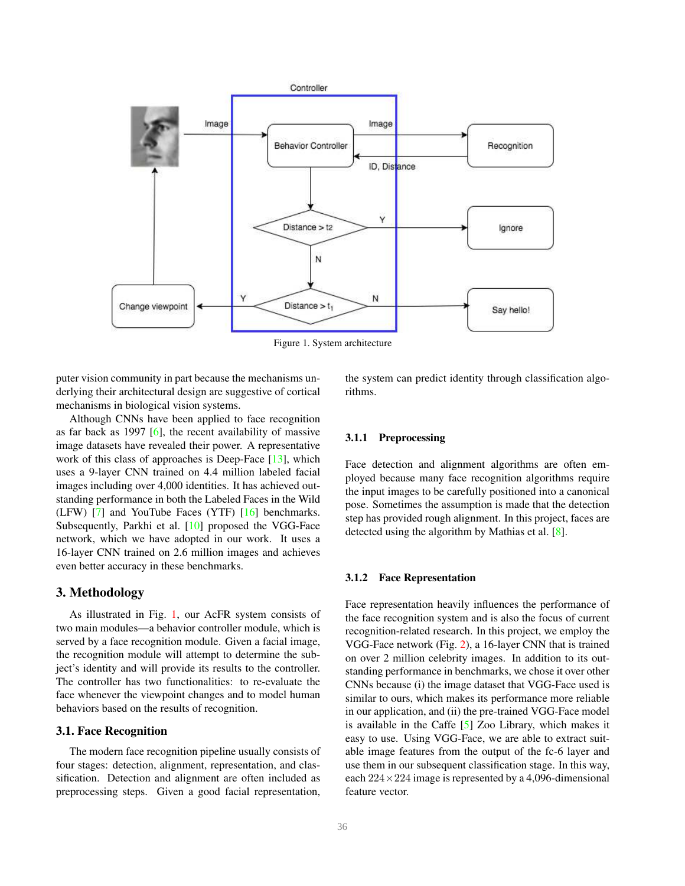Figure 1. System architecture

puter vision community in part because the mechanisms underlying their architectural design are suggestive of cortical mechanisms in biological vision systems.

Although CNNs have been applied to face recognition as far back as 1997 [6], the recent availability of massive image datasets have revealed their power. A representative work of this class of approaches is Deep-Face [13], which uses a 9-layer CNN trained on 4.4 million labeled facial images including over 4,000 identities. It has achieved outstanding performance in both the Labeled Faces in the Wild (LFW) [7] and YouTube Faces (YTF) [16] benchmarks. Subsequently, Parkhi et al. [10] proposed the VGG-Face network, which we have adopted in our work. It uses a 16-layer CNN trained on 2.6 million images and achieves even better accuracy in these benchmarks.

## 3. Methodology

As illustrated in Fig. 1, our AcFR system consists of two main modules—a behavior controller module, which is served by a face recognition module. Given a facial image, the recognition module will attempt to determine the subject's identity and will provide its results to the controller. The controller has two functionalities: to re-evaluate the face whenever the viewpoint changes and to model human behaviors based on the results of recognition.

### 3.1. Face Recognition

The modern face recognition pipeline usually consists of four stages: detection, alignment, representation, and classification. Detection and alignment are often included as preprocessing steps. Given a good facial representation, the system can predict identity through classification algorithms.

#### 3.1.1 Preprocessing

Face detection and alignment algorithms are often employed because many face recognition algorithms require the input images to be carefully positioned into a canonical pose. Sometimes the assumption is made that the detection step has provided rough alignment. In this project, faces are detected using the algorithm by Mathias et al. [8].

#### 3.1.2 Face Representation

Face representation heavily influences the performance of the face recognition system and is also the focus of current recognition-related research. In this project, we employ the VGG-Face network (Fig. 2), a 16-layer CNN that is trained on over 2 million celebrity images. In addition to its outstanding performance in benchmarks, we chose it over other CNNs because (i) the image dataset that VGG-Face used is similar to ours, which makes its performance more reliable in our application, and (ii) the pre-trained VGG-Face model is available in the Caffe [5] Zoo Library, which makes it easy to use. Using VGG-Face, we are able to extract suitable image features from the output of the fc-6 layer and use them in our subsequent classification stage. In this way, each $224 \times 224$ image is represented by a 4,096-dimensional feature vector.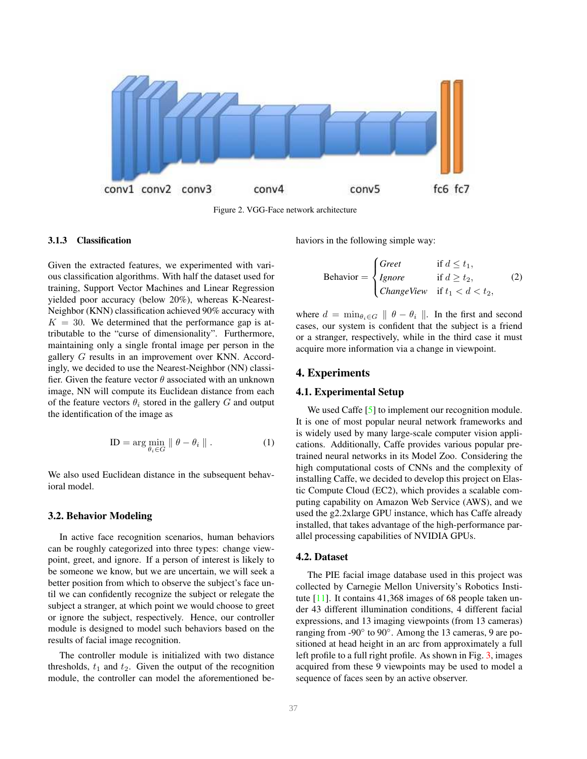Figure 2. VGG-Face network architecture

#### 3.1.3 Classification

Given the extracted features, we experimented with various classification algorithms. With half the dataset used for training, Support Vector Machines and Linear Regression yielded poor accuracy (below 20%), whereas K-Nearest-Neighbor (KNN) classification achieved 90% accuracy with $K = 30$. We determined that the performance gap is attributable to the "curse of dimensionality". Furthermore, maintaining only a single frontal image per person in the gallery $G$ results in an improvement over KNN. Accordingly, we decided to use the Nearest-Neighbor (NN) classifier. Given the feature vector $\theta$ associated with an unknown image, NN will compute its Euclidean distance from each of the feature vectors $\theta_i$ stored in the gallery $G$ and output the identification of the image as

$$\text{ID} = \arg\min_{\theta_i \in G} \parallel \theta - \theta_i \parallel . \tag{1}$$

We also used Euclidean distance in the subsequent behavioral model.

### 3.2. Behavior Modeling

In active face recognition scenarios, human behaviors can be roughly categorized into three types: change viewpoint, greet, and ignore. If a person of interest is likely to be someone we know, but we are uncertain, we will seek a better position from which to observe the subject's face until we can confidently recognize the subject or relegate the subject a stranger, at which point we would choose to greet or ignore the subject, respectively. Hence, our controller module is designed to model such behaviors based on the results of facial image recognition.

The controller module is initialized with two distance thresholds, $t_1$ and $t_2$. Given the output of the recognition module, the controller can model the aforementioned behaviors in the following simple way:

$$\text{Behavior} = \begin{cases} \textit{Greet} & \text{if } d \leq t_1, \\ \textit{Ignore} & \text{if } d \geq t_2, \\ \textit{ChangeView} & \text{if } t_1 < d < t_2, \end{cases} \tag{2}$$

where $d = \min_{\theta_i \in G} \parallel \theta - \theta_i \parallel$. In the first and second cases, our system is confident that the subject is a friend or a stranger, respectively, while in the third case it must acquire more information via a change in viewpoint.

## 4. Experiments

### 4.1. Experimental Setup

We used Caffe [5] to implement our recognition module. It is one of most popular neural network frameworks and is widely used by many large-scale computer vision applications. Additionally, Caffe provides various popular pre-trained neural networks in its Model Zoo. Considering the high computational costs of CNNs and the complexity of installing Caffe, we decided to develop this project on Elastic Compute Cloud (EC2), which provides a scalable computing capability on Amazon Web Service (AWS), and we used the g2.2xlarge GPU instance, which has Caffe already installed, that takes advantage of the high-performance parallel processing capabilities of NVIDIA GPUs.

### 4.2. Dataset

The PIE facial image database used in this project was collected by Carnegie Mellon University's Robotics Institute [11]. It contains 41,368 images of 68 people taken under 43 different illumination conditions, 4 different facial expressions, and 13 imaging viewpoints (from 13 cameras) ranging from -90° to 90°. Among the 13 cameras, 9 are positioned at head height in an arc from approximately a full left profile to a full right profile. As shown in Fig. 3, images acquired from these 9 viewpoints may be used to model a sequence of faces seen by an active observer.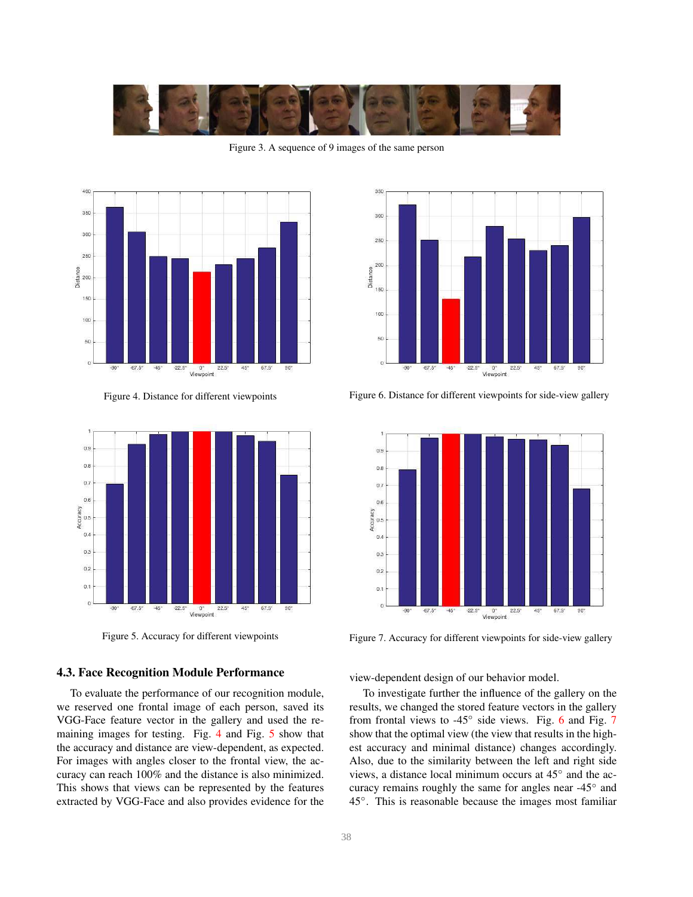Figure 3. A sequence of 9 images of the same person

Figure 4. Distance for different viewpoints

Figure 6. Distance for different viewpoints for side-view gallery

Figure 5. Accuracy for different viewpoints

Figure 7. Accuracy for different viewpoints for side-view gallery

### 4.3. Face Recognition Module Performance

To evaluate the performance of our recognition module, we reserved one frontal image of each person, saved its VGG-Face feature vector in the gallery and used the remaining images for testing. Fig. 4 and Fig. 5 show that the accuracy and distance are view-dependent, as expected. For images with angles closer to the frontal view, the accuracy can reach 100% and the distance is also minimized. This shows that views can be represented by the features extracted by VGG-Face and also provides evidence for the view-dependent design of our behavior model.

To investigate further the influence of the gallery on the results, we changed the stored feature vectors in the gallery from frontal views to -45° side views. Fig. 6 and Fig. 7 show that the optimal view (the view that results in the highest accuracy and minimal distance) changes accordingly. Also, due to the similarity between the left and right side views, a distance local minimum occurs at 45° and the accuracy remains roughly the same for angles near -45° and 45°. This is reasonable because the images most familiar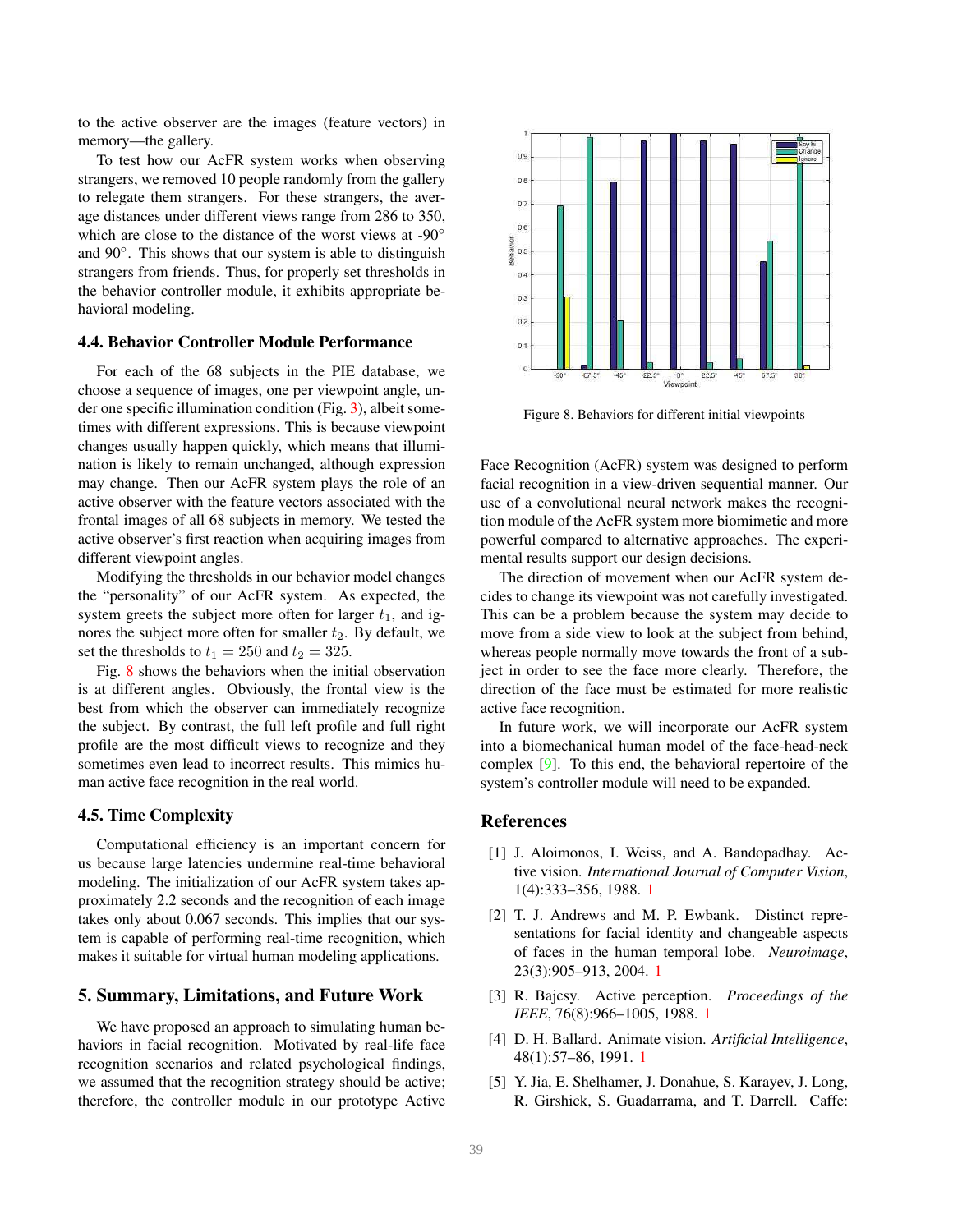to the active observer are the images (feature vectors) in memory—the gallery.

To test how our AcFR system works when observing strangers, we removed 10 people randomly from the gallery to relegate them strangers. For these strangers, the average distances under different views range from 286 to 350, which are close to the distance of the worst views at -90° and 90°. This shows that our system is able to distinguish strangers from friends. Thus, for properly set thresholds in the behavior controller module, it exhibits appropriate behavioral modeling.

### 4.4. Behavior Controller Module Performance

For each of the 68 subjects in the PIE database, we choose a sequence of images, one per viewpoint angle, under one specific illumination condition (Fig. 3), albeit sometimes with different expressions. This is because viewpoint changes usually happen quickly, which means that illumination is likely to remain unchanged, although expression may change. Then our AcFR system plays the role of an active observer with the feature vectors associated with the frontal images of all 68 subjects in memory. We tested the active observer's first reaction when acquiring images from different viewpoint angles.

Modifying the thresholds in our behavior model changes the "personality" of our AcFR system. As expected, the system greets the subject more often for larger $t_1$, and ignores the subject more often for smaller $t_2$. By default, we set the thresholds to $t_1 = 250$ and $t_2 = 325$.

Fig. 8 shows the behaviors when the initial observation is at different angles. Obviously, the frontal view is the best from which the observer can immediately recognize the subject. By contrast, the full left profile and full right profile are the most difficult views to recognize and they sometimes even lead to incorrect results. This mimics human active face recognition in the real world.

Figure 8. Behaviors for different initial viewpoints

### 4.5. Time Complexity

Computational efficiency is an important concern for us because large latencies undermine real-time behavioral modeling. The initialization of our AcFR system takes approximately 2.2 seconds and the recognition of each image takes only about 0.067 seconds. This implies that our system is capable of performing real-time recognition, which makes it suitable for virtual human modeling applications.

## 5. Summary, Limitations, and Future Work

We have proposed an approach to simulating human behaviors in facial recognition. Motivated by real-life face recognition scenarios and related psychological findings, we assumed that the recognition strategy should be active; therefore, the controller module in our prototype Active Face Recognition (AcFR) system was designed to perform facial recognition in a view-driven sequential manner. Our use of a convolutional neural network makes the recognition module of the AcFR system more biomimetic and more powerful compared to alternative approaches. The experimental results support our design decisions.

The direction of movement when our AcFR system decides to change its viewpoint was not carefully investigated. This can be a problem because the system may decide to move from a side view to look at the subject from behind, whereas people normally move towards the front of a subject in order to see the face more clearly. Therefore, the direction of the face must be estimated for more realistic active face recognition.

In future work, we will incorporate our AcFR system into a biomechanical human model of the face-head-neck complex [9]. To this end, the behavioral repertoire of the system's controller module will need to be expanded.

## References

[1] J. Aloimonos, I. Weiss, and A. Bandopadhay. Active vision. *International Journal of Computer Vision*, 1(4):333–356, 1988. 1

[2] T. J. Andrews and M. P. Ewbank. Distinct representations for facial identity and changeable aspects of faces in the human temporal lobe. *Neuroimage*, 23(3):905–913, 2004. 1

[3] R. Bajcsy. Active perception. *Proceedings of the IEEE*, 76(8):966–1005, 1988. 1

[4] D. H. Ballard. Animate vision. *Artificial Intelligence*, 48(1):57–86, 1991. 1

[5] Y. Jia, E. Shelhamer, J. Donahue, S. Karayev, J. Long, R. Girshick, S. Guadarrama, and T. Darrell. Caffe: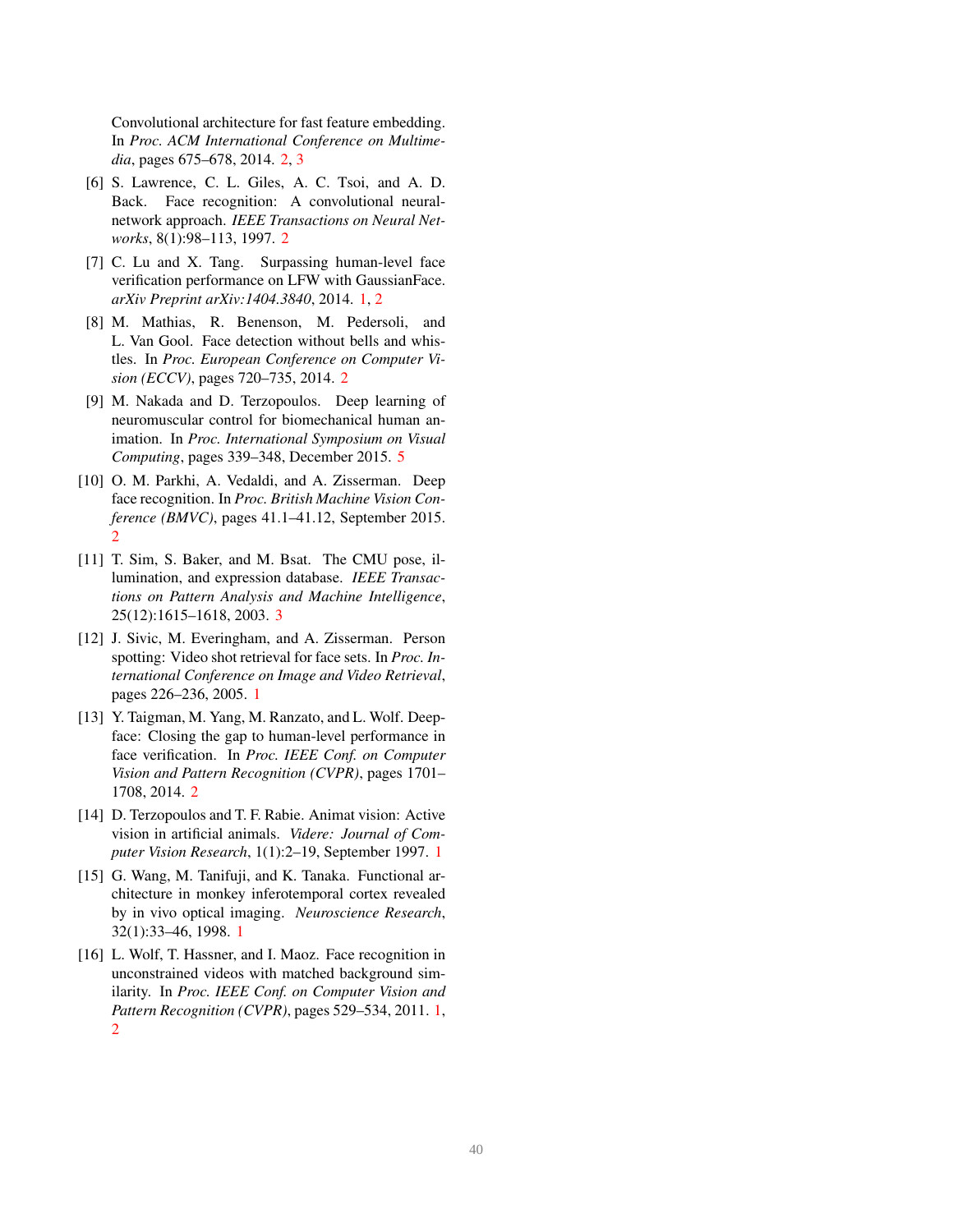Convolutional architecture for fast feature embedding. In *Proc. ACM International Conference on Multimedia*, pages 675–678, 2014. 2, 3

[6] S. Lawrence, C. L. Giles, A. C. Tsoi, and A. D. Back. Face recognition: A convolutional neural-network approach. *IEEE Transactions on Neural Networks*, 8(1):98–113, 1997. 2

[7] C. Lu and X. Tang. Surpassing human-level face verification performance on LFW with GaussianFace. *arXiv Preprint arXiv:1404.3840*, 2014. 1, 2

[8] M. Mathias, R. Benenson, M. Pedersoli, and L. Van Gool. Face detection without bells and whistles. In *Proc. European Conference on Computer Vision (ECCV)*, pages 720–735, 2014. 2

[9] M. Nakada and D. Terzopoulos. Deep learning of neuromuscular control for biomechanical human animation. In *Proc. International Symposium on Visual Computing*, pages 339–348, December 2015. 5

[10] O. M. Parkhi, A. Vedaldi, and A. Zisserman. Deep face recognition. In *Proc. British Machine Vision Conference (BMVC)*, pages 41.1–41.12, September 2015. 2

[11] T. Sim, S. Baker, and M. Bsat. The CMU pose, illumination, and expression database. *IEEE Transactions on Pattern Analysis and Machine Intelligence*, 25(12):1615–1618, 2003. 3

[12] J. Sivic, M. Everingham, and A. Zisserman. Person spotting: Video shot retrieval for face sets. In *Proc. International Conference on Image and Video Retrieval*, pages 226–236, 2005. 1

[13] Y. Taigman, M. Yang, M. Ranzato, and L. Wolf. Deepface: Closing the gap to human-level performance in face verification. In *Proc. IEEE Conf. on Computer Vision and Pattern Recognition (CVPR)*, pages 1701–1708, 2014. 2

[14] D. Terzopoulos and T. F. Rabie. Animat vision: Active vision in artificial animals. *Videre: Journal of Computer Vision Research*, 1(1):2–19, September 1997. 1

[15] G. Wang, M. Tanifuji, and K. Tanaka. Functional architecture in monkey inferotemporal cortex revealed by in vivo optical imaging. *Neuroscience Research*, 32(1):33–46, 1998. 1

[16] L. Wolf, T. Hassner, and I. Maoz. Face recognition in unconstrained videos with matched background similarity. In *Proc. IEEE Conf. on Computer Vision and Pattern Recognition (CVPR)*, pages 529–534, 2011. 1, 2